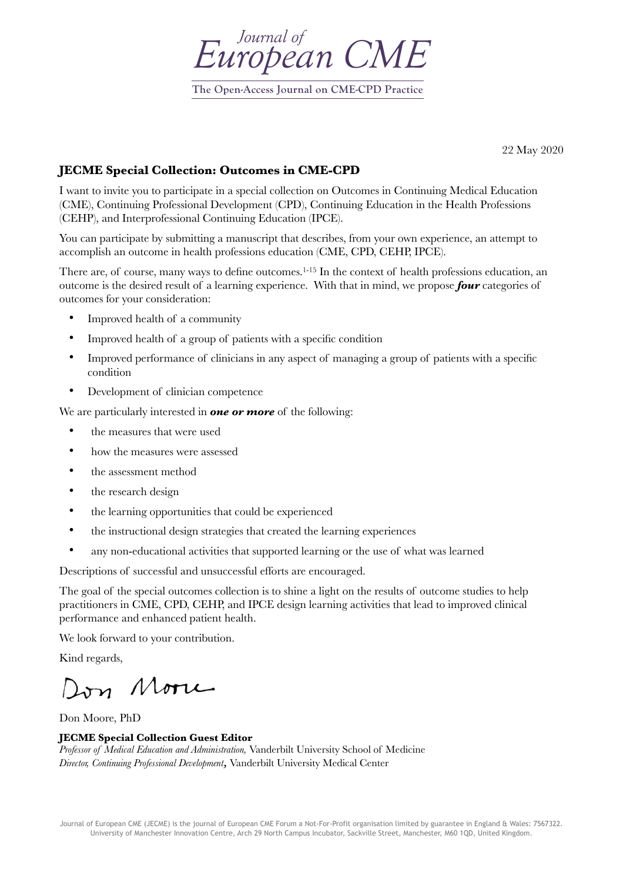# Journal of European CME

**The Open-Access Journal on CME-CPD Practice**

22 May 2020

## JECME Special Collection: Outcomes in CME-CPD

I want to invite you to participate in a special collection on Outcomes in Continuing Medical Education (CME), Continuing Professional Development (CPD), Continuing Education in the Health Professions (CEHP), and Interprofessional Continuing Education (IPCE).

You can participate by submitting a manuscript that describes, from your own experience, an attempt to accomplish an outcome in health professions education (CME, CPD, CEHP, IPCE).

There are, of course, many ways to define outcomes.[1-15] In the context of health professions education, an outcome is the desired result of a learning experience. With that in mind, we propose ***four*** categories of outcomes for your consideration:

- Improved health of a community
- Improved health of a group of patients with a specific condition
- Improved performance of clinicians in any aspect of managing a group of patients with a specific condition
- Development of clinician competence

We are particularly interested in ***one or more*** of the following:

- the measures that were used
- how the measures were assessed
- the assessment method
- the research design
- the learning opportunities that could be experienced
- the instructional design strategies that created the learning experiences
- any non-educational activities that supported learning or the use of what was learned

Descriptions of successful and unsuccessful efforts are encouraged.

The goal of the special outcomes collection is to shine a light on the results of outcome studies to help practitioners in CME, CPD, CEHP, and IPCE design learning activities that lead to improved clinical performance and enhanced patient health.

We look forward to your contribution.

Kind regards,

Don Moore

Don Moore, PhD

**JECME Special Collection Guest Editor**
*Professor of Medical Education and Administration,* Vanderbilt University School of Medicine
*Director, Continuing Professional Development***,** Vanderbilt University Medical Center

Journal of European CME (JECME) is the journal of European CME Forum a Not-For-Profit organisation limited by guarantee in England & Wales: 7567322. University of Manchester Innovation Centre, Arch 29 North Campus Incubator, Sackville Street, Manchester, M60 1QD, United Kingdom.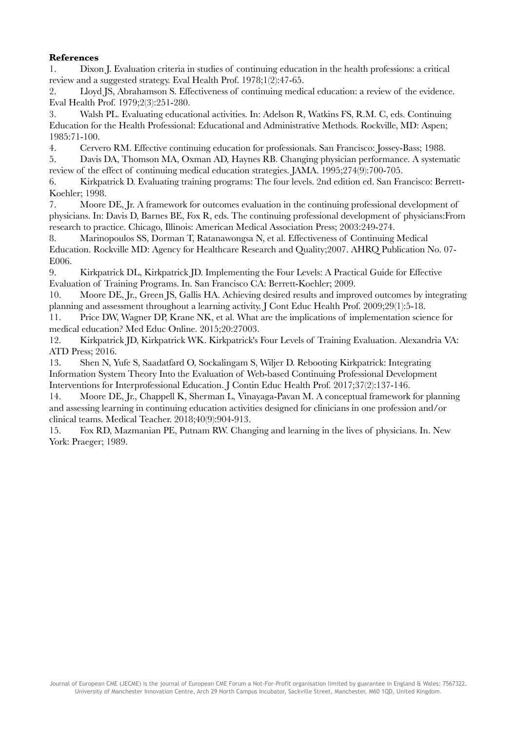**References**

1. Dixon J. Evaluation criteria in studies of continuing education in the health professions: a critical review and a suggested strategy. Eval Health Prof. 1978;1(2):47-65.
2. Lloyd JS, Abrahamson S. Effectiveness of continuing medical education: a review of the evidence. Eval Health Prof. 1979;2(3):251-280.
3. Walsh PL. Evaluating educational activities. In: Adelson R, Watkins FS, R.M. C, eds. Continuing Education for the Health Professional: Educational and Administrative Methods. Rockville, MD: Aspen; 1985:71-100.
4. Cervero RM. Effective continuing education for professionals. San Francisco: Jossey-Bass; 1988.
5. Davis DA, Thomson MA, Oxman AD, Haynes RB. Changing physician performance. A systematic review of the effect of continuing medical education strategies. JAMA. 1995;274(9):700-705.
6. Kirkpatrick D. Evaluating training programs: The four levels. 2nd edition ed. San Francisco: Berrett-Koehler; 1998.
7. Moore DE, Jr. A framework for outcomes evaluation in the continuing professional development of physicians. In: Davis D, Barnes BE, Fox R, eds. The continuing professional development of physicians:From research to practice. Chicago, Illinois: American Medical Association Press; 2003:249-274.
8. Marinopoulos SS, Dorman T, Ratanawongsa N, et al. Effectiveness of Continuing Medical Education. Rockville MD: Agency for Healthcare Research and Quality;2007. AHRQ Publication No. 07-E006.
9. Kirkpatrick DL, Kirkpatrick JD. Implementing the Four Levels: A Practical Guide for Effective Evaluation of Training Programs. In. San Francisco CA: Berrett-Koehler; 2009.
10. Moore DE, Jr., Green JS, Gallis HA. Achieving desired results and improved outcomes by integrating planning and assessment throughout a learning activity. J Cont Educ Health Prof. 2009;29(1):5-18.
11. Price DW, Wagner DP, Krane NK, et al. What are the implications of implementation science for medical education? Med Educ Online. 2015;20:27003.
12. Kirkpatrick JD, Kirkpatrick WK. Kirkpatrick's Four Levels of Training Evaluation. Alexandria VA: ATD Press; 2016.
13. Shen N, Yufe S, Saadatfard O, Sockalingam S, Wiljer D. Rebooting Kirkpatrick: Integrating Information System Theory Into the Evaluation of Web-based Continuing Professional Development Interventions for Interprofessional Education. J Contin Educ Health Prof. 2017;37(2):137-146.
14. Moore DE, Jr., Chappell K, Sherman L, Vinayaga-Pavan M. A conceptual framework for planning and assessing learning in continuing education activities designed for clinicians in one profession and/or clinical teams. Medical Teacher. 2018;40(9):904-913.
15. Fox RD, Mazmanian PE, Putnam RW. Changing and learning in the lives of physicians. In. New York: Praeger; 1989.